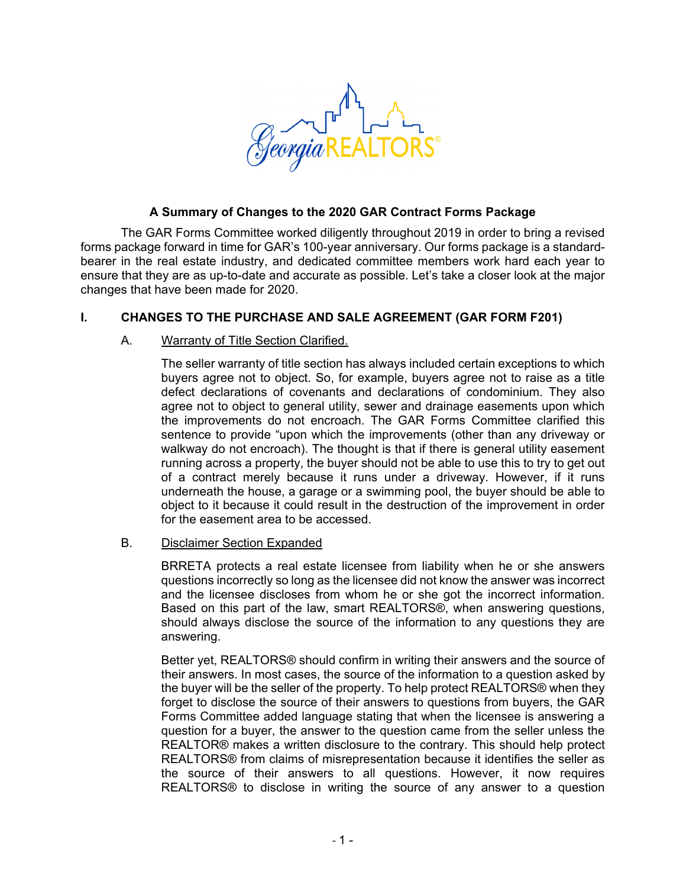# A Summary of Changes to the 2020 GAR Contract Forms Package

The GAR Forms Committee worked diligently throughout 2019 in order to bring a revised forms package forward in time for GAR's 100-year anniversary. Our forms package is a standard-bearer in the real estate industry, and dedicated committee members work hard each year to ensure that they are as up-to-date and accurate as possible. Let's take a closer look at the major changes that have been made for 2020.

## I. CHANGES TO THE PURCHASE AND SALE AGREEMENT (GAR FORM F201)

### A. Warranty of Title Section Clarified.

The seller warranty of title section has always included certain exceptions to which buyers agree not to object. So, for example, buyers agree not to raise as a title defect declarations of covenants and declarations of condominium. They also agree not to object to general utility, sewer and drainage easements upon which the improvements do not encroach. The GAR Forms Committee clarified this sentence to provide "upon which the improvements (other than any driveway or walkway do not encroach). The thought is that if there is general utility easement running across a property, the buyer should not be able to use this to try to get out of a contract merely because it runs under a driveway. However, if it runs underneath the house, a garage or a swimming pool, the buyer should be able to object to it because it could result in the destruction of the improvement in order for the easement area to be accessed.

### B. Disclaimer Section Expanded

BRRETA protects a real estate licensee from liability when he or she answers questions incorrectly so long as the licensee did not know the answer was incorrect and the licensee discloses from whom he or she got the incorrect information. Based on this part of the law, smart REALTORS®, when answering questions, should always disclose the source of the information to any questions they are answering.

Better yet, REALTORS® should confirm in writing their answers and the source of their answers. In most cases, the source of the information to a question asked by the buyer will be the seller of the property. To help protect REALTORS® when they forget to disclose the source of their answers to questions from buyers, the GAR Forms Committee added language stating that when the licensee is answering a question for a buyer, the answer to the question came from the seller unless the REALTOR® makes a written disclosure to the contrary. This should help protect REALTORS® from claims of misrepresentation because it identifies the seller as the source of their answers to all questions. However, it now requires REALTORS® to disclose in writing the source of any answer to a question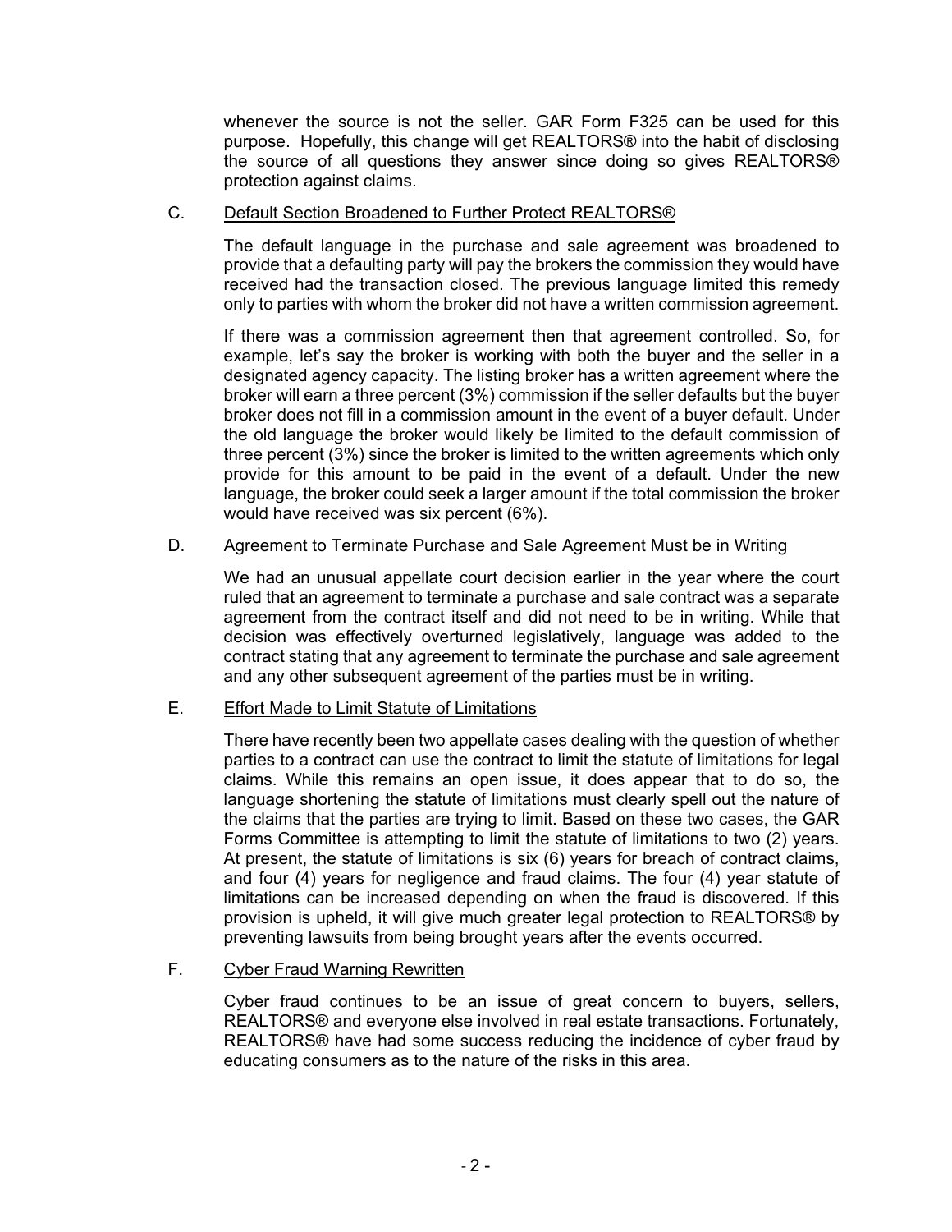whenever the source is not the seller. GAR Form F325 can be used for this purpose. Hopefully, this change will get REALTORS® into the habit of disclosing the source of all questions they answer since doing so gives REALTORS® protection against claims.

### C. Default Section Broadened to Further Protect REALTORS®

The default language in the purchase and sale agreement was broadened to provide that a defaulting party will pay the brokers the commission they would have received had the transaction closed. The previous language limited this remedy only to parties with whom the broker did not have a written commission agreement.

If there was a commission agreement then that agreement controlled. So, for example, let's say the broker is working with both the buyer and the seller in a designated agency capacity. The listing broker has a written agreement where the broker will earn a three percent (3%) commission if the seller defaults but the buyer broker does not fill in a commission amount in the event of a buyer default. Under the old language the broker would likely be limited to the default commission of three percent (3%) since the broker is limited to the written agreements which only provide for this amount to be paid in the event of a default. Under the new language, the broker could seek a larger amount if the total commission the broker would have received was six percent (6%).

### D. Agreement to Terminate Purchase and Sale Agreement Must be in Writing

We had an unusual appellate court decision earlier in the year where the court ruled that an agreement to terminate a purchase and sale contract was a separate agreement from the contract itself and did not need to be in writing. While that decision was effectively overturned legislatively, language was added to the contract stating that any agreement to terminate the purchase and sale agreement and any other subsequent agreement of the parties must be in writing.

### E. Effort Made to Limit Statute of Limitations

There have recently been two appellate cases dealing with the question of whether parties to a contract can use the contract to limit the statute of limitations for legal claims. While this remains an open issue, it does appear that to do so, the language shortening the statute of limitations must clearly spell out the nature of the claims that the parties are trying to limit. Based on these two cases, the GAR Forms Committee is attempting to limit the statute of limitations to two (2) years. At present, the statute of limitations is six (6) years for breach of contract claims, and four (4) years for negligence and fraud claims. The four (4) year statute of limitations can be increased depending on when the fraud is discovered. If this provision is upheld, it will give much greater legal protection to REALTORS® by preventing lawsuits from being brought years after the events occurred.

### F. Cyber Fraud Warning Rewritten

Cyber fraud continues to be an issue of great concern to buyers, sellers, REALTORS® and everyone else involved in real estate transactions. Fortunately, REALTORS® have had some success reducing the incidence of cyber fraud by educating consumers as to the nature of the risks in this area.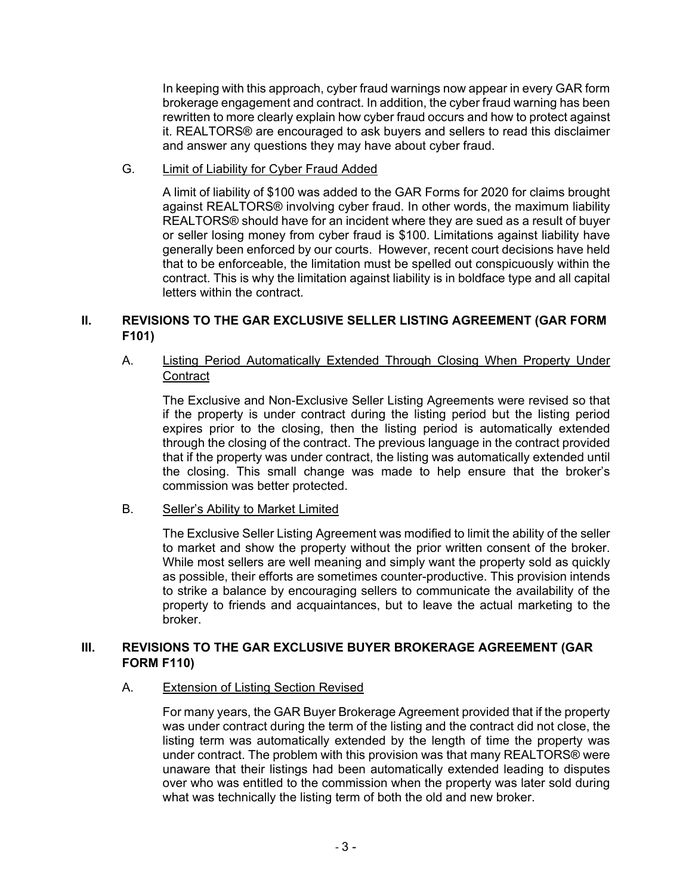In keeping with this approach, cyber fraud warnings now appear in every GAR form brokerage engagement and contract. In addition, the cyber fraud warning has been rewritten to more clearly explain how cyber fraud occurs and how to protect against it. REALTORS® are encouraged to ask buyers and sellers to read this disclaimer and answer any questions they may have about cyber fraud.

G. <u>Limit of Liability for Cyber Fraud Added</u>

A limit of liability of $100 was added to the GAR Forms for 2020 for claims brought against REALTORS® involving cyber fraud. In other words, the maximum liability REALTORS® should have for an incident where they are sued as a result of buyer or seller losing money from cyber fraud is $100. Limitations against liability have generally been enforced by our courts. However, recent court decisions have held that to be enforceable, the limitation must be spelled out conspicuously within the contract. This is why the limitation against liability is in boldface type and all capital letters within the contract.

## II. REVISIONS TO THE GAR EXCLUSIVE SELLER LISTING AGREEMENT (GAR FORM F101)

A. <u>Listing Period Automatically Extended Through Closing When Property Under Contract</u>

The Exclusive and Non-Exclusive Seller Listing Agreements were revised so that if the property is under contract during the listing period but the listing period expires prior to the closing, then the listing period is automatically extended through the closing of the contract. The previous language in the contract provided that if the property was under contract, the listing was automatically extended until the closing. This small change was made to help ensure that the broker's commission was better protected.

B. <u>Seller's Ability to Market Limited</u>

The Exclusive Seller Listing Agreement was modified to limit the ability of the seller to market and show the property without the prior written consent of the broker. While most sellers are well meaning and simply want the property sold as quickly as possible, their efforts are sometimes counter-productive. This provision intends to strike a balance by encouraging sellers to communicate the availability of the property to friends and acquaintances, but to leave the actual marketing to the broker.

## III. REVISIONS TO THE GAR EXCLUSIVE BUYER BROKERAGE AGREEMENT (GAR FORM F110)

A. <u>Extension of Listing Section Revised</u>

For many years, the GAR Buyer Brokerage Agreement provided that if the property was under contract during the term of the listing and the contract did not close, the listing term was automatically extended by the length of time the property was under contract. The problem with this provision was that many REALTORS® were unaware that their listings had been automatically extended leading to disputes over who was entitled to the commission when the property was later sold during what was technically the listing term of both the old and new broker.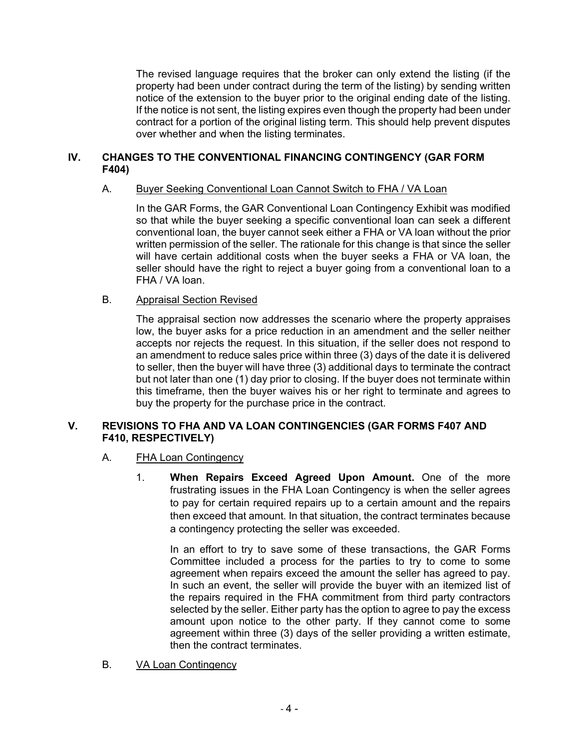The revised language requires that the broker can only extend the listing (if the property had been under contract during the term of the listing) by sending written notice of the extension to the buyer prior to the original ending date of the listing. If the notice is not sent, the listing expires even though the property had been under contract for a portion of the original listing term. This should help prevent disputes over whether and when the listing terminates.

## IV. CHANGES TO THE CONVENTIONAL FINANCING CONTINGENCY (GAR FORM F404)

### A. Buyer Seeking Conventional Loan Cannot Switch to FHA / VA Loan

In the GAR Forms, the GAR Conventional Loan Contingency Exhibit was modified so that while the buyer seeking a specific conventional loan can seek a different conventional loan, the buyer cannot seek either a FHA or VA loan without the prior written permission of the seller. The rationale for this change is that since the seller will have certain additional costs when the buyer seeks a FHA or VA loan, the seller should have the right to reject a buyer going from a conventional loan to a FHA / VA loan.

### B. Appraisal Section Revised

The appraisal section now addresses the scenario where the property appraises low, the buyer asks for a price reduction in an amendment and the seller neither accepts nor rejects the request. In this situation, if the seller does not respond to an amendment to reduce sales price within three (3) days of the date it is delivered to seller, then the buyer will have three (3) additional days to terminate the contract but not later than one (1) day prior to closing. If the buyer does not terminate within this timeframe, then the buyer waives his or her right to terminate and agrees to buy the property for the purchase price in the contract.

## V. REVISIONS TO FHA AND VA LOAN CONTINGENCIES (GAR FORMS F407 AND F410, RESPECTIVELY)

### A. FHA Loan Contingency

1. **When Repairs Exceed Agreed Upon Amount.** One of the more frustrating issues in the FHA Loan Contingency is when the seller agrees to pay for certain required repairs up to a certain amount and the repairs then exceed that amount. In that situation, the contract terminates because a contingency protecting the seller was exceeded.

   In an effort to try to save some of these transactions, the GAR Forms Committee included a process for the parties to try to come to some agreement when repairs exceed the amount the seller has agreed to pay. In such an event, the seller will provide the buyer with an itemized list of the repairs required in the FHA commitment from third party contractors selected by the seller. Either party has the option to agree to pay the excess amount upon notice to the other party. If they cannot come to some agreement within three (3) days of the seller providing a written estimate, then the contract terminates.

### B. VA Loan Contingency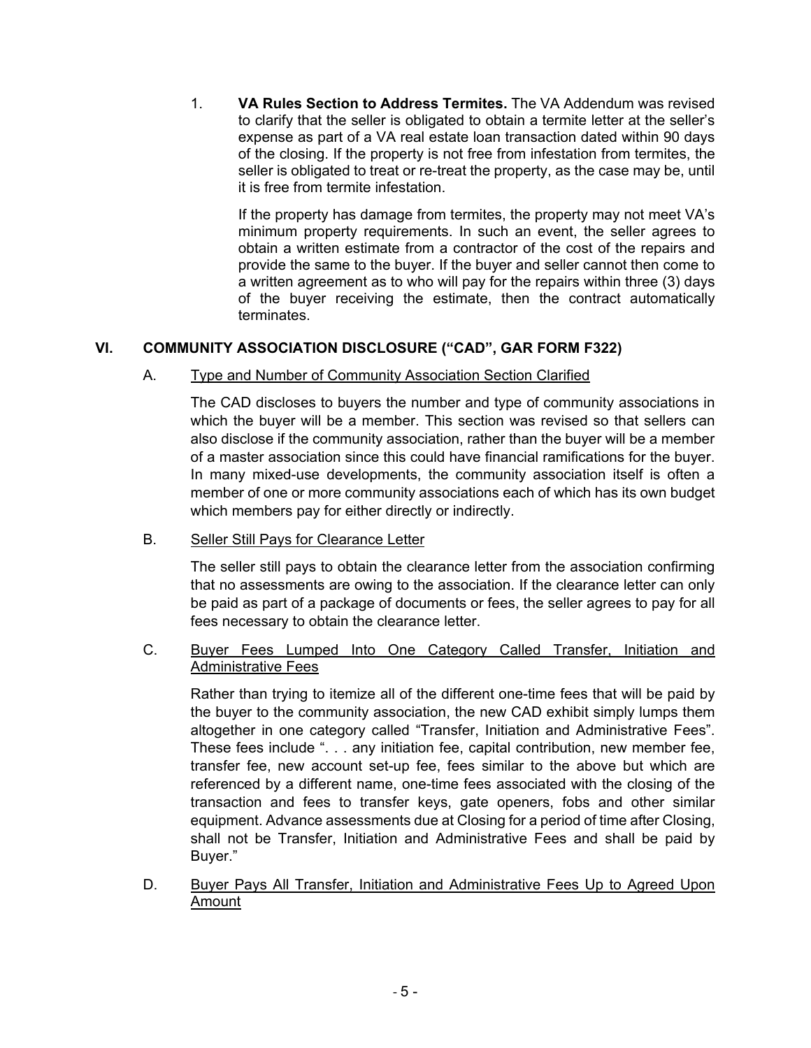1. **VA Rules Section to Address Termites.** The VA Addendum was revised to clarify that the seller is obligated to obtain a termite letter at the seller's expense as part of a VA real estate loan transaction dated within 90 days of the closing. If the property is not free from infestation from termites, the seller is obligated to treat or re-treat the property, as the case may be, until it is free from termite infestation.

   If the property has damage from termites, the property may not meet VA's minimum property requirements. In such an event, the seller agrees to obtain a written estimate from a contractor of the cost of the repairs and provide the same to the buyer. If the buyer and seller cannot then come to a written agreement as to who will pay for the repairs within three (3) days of the buyer receiving the estimate, then the contract automatically terminates.

## VI. COMMUNITY ASSOCIATION DISCLOSURE ("CAD", GAR FORM F322)

### A. Type and Number of Community Association Section Clarified

The CAD discloses to buyers the number and type of community associations in which the buyer will be a member. This section was revised so that sellers can also disclose if the community association, rather than the buyer will be a member of a master association since this could have financial ramifications for the buyer. In many mixed-use developments, the community association itself is often a member of one or more community associations each of which has its own budget which members pay for either directly or indirectly.

### B. Seller Still Pays for Clearance Letter

The seller still pays to obtain the clearance letter from the association confirming that no assessments are owing to the association. If the clearance letter can only be paid as part of a package of documents or fees, the seller agrees to pay for all fees necessary to obtain the clearance letter.

### C. Buyer Fees Lumped Into One Category Called Transfer, Initiation and Administrative Fees

Rather than trying to itemize all of the different one-time fees that will be paid by the buyer to the community association, the new CAD exhibit simply lumps them altogether in one category called "Transfer, Initiation and Administrative Fees". These fees include ". . . any initiation fee, capital contribution, new member fee, transfer fee, new account set-up fee, fees similar to the above but which are referenced by a different name, one-time fees associated with the closing of the transaction and fees to transfer keys, gate openers, fobs and other similar equipment. Advance assessments due at Closing for a period of time after Closing, shall not be Transfer, Initiation and Administrative Fees and shall be paid by Buyer."

### D. Buyer Pays All Transfer, Initiation and Administrative Fees Up to Agreed Upon Amount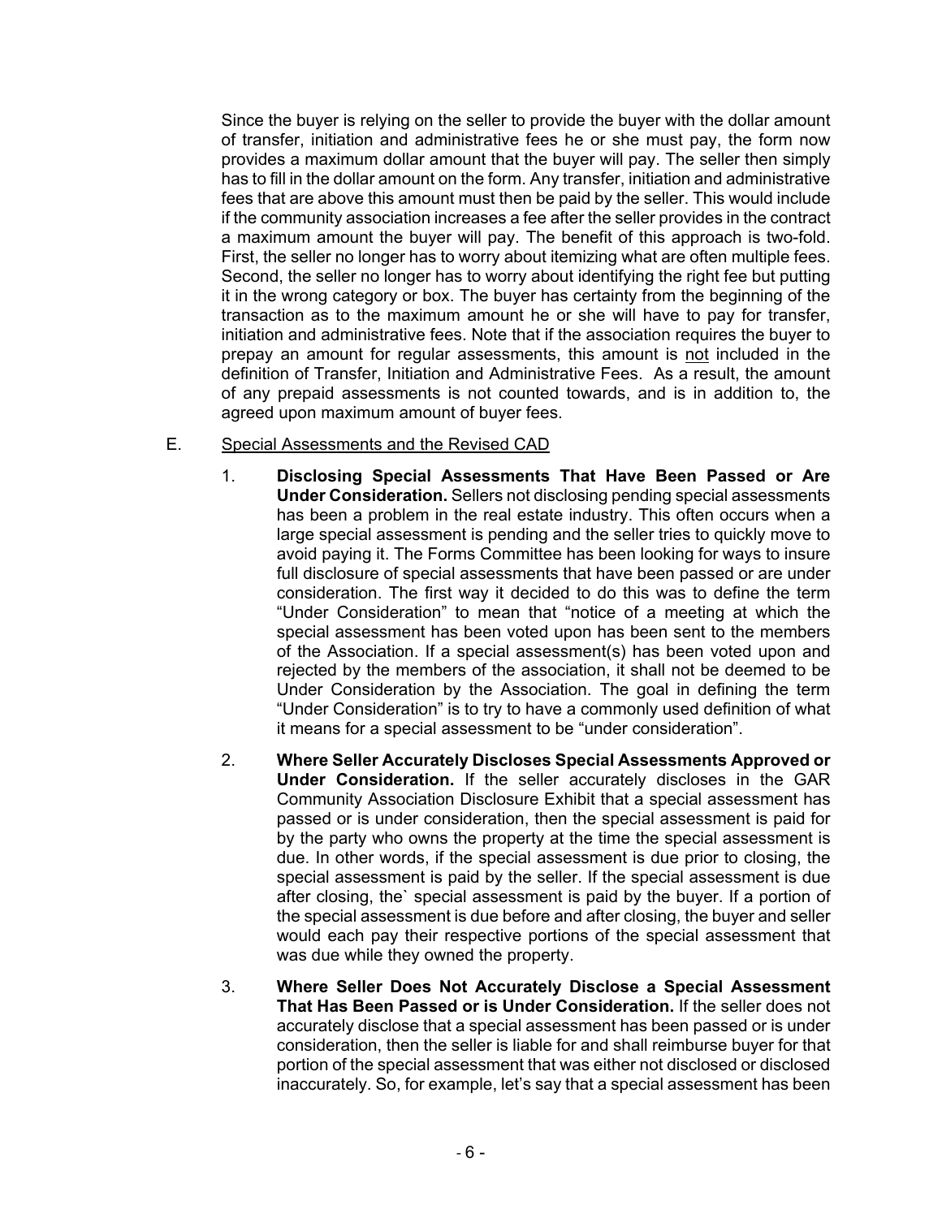Since the buyer is relying on the seller to provide the buyer with the dollar amount of transfer, initiation and administrative fees he or she must pay, the form now provides a maximum dollar amount that the buyer will pay. The seller then simply has to fill in the dollar amount on the form. Any transfer, initiation and administrative fees that are above this amount must then be paid by the seller. This would include if the community association increases a fee after the seller provides in the contract a maximum amount the buyer will pay. The benefit of this approach is two-fold. First, the seller no longer has to worry about itemizing what are often multiple fees. Second, the seller no longer has to worry about identifying the right fee but putting it in the wrong category or box. The buyer has certainty from the beginning of the transaction as to the maximum amount he or she will have to pay for transfer, initiation and administrative fees. Note that if the association requires the buyer to prepay an amount for regular assessments, this amount is <u>not</u> included in the definition of Transfer, Initiation and Administrative Fees. As a result, the amount of any prepaid assessments is not counted towards, and is in addition to, the agreed upon maximum amount of buyer fees.

E. <u>Special Assessments and the Revised CAD</u>

1. **Disclosing Special Assessments That Have Been Passed or Are Under Consideration.** Sellers not disclosing pending special assessments has been a problem in the real estate industry. This often occurs when a large special assessment is pending and the seller tries to quickly move to avoid paying it. The Forms Committee has been looking for ways to insure full disclosure of special assessments that have been passed or are under consideration. The first way it decided to do this was to define the term "Under Consideration" to mean that "notice of a meeting at which the special assessment has been voted upon has been sent to the members of the Association. If a special assessment(s) has been voted upon and rejected by the members of the association, it shall not be deemed to be Under Consideration by the Association. The goal in defining the term "Under Consideration" is to try to have a commonly used definition of what it means for a special assessment to be "under consideration".

2. **Where Seller Accurately Discloses Special Assessments Approved or Under Consideration.** If the seller accurately discloses in the GAR Community Association Disclosure Exhibit that a special assessment has passed or is under consideration, then the special assessment is paid for by the party who owns the property at the time the special assessment is due. In other words, if the special assessment is due prior to closing, the special assessment is paid by the seller. If the special assessment is due after closing, the` special assessment is paid by the buyer. If a portion of the special assessment is due before and after closing, the buyer and seller would each pay their respective portions of the special assessment that was due while they owned the property.

3. **Where Seller Does Not Accurately Disclose a Special Assessment That Has Been Passed or is Under Consideration.** If the seller does not accurately disclose that a special assessment has been passed or is under consideration, then the seller is liable for and shall reimburse buyer for that portion of the special assessment that was either not disclosed or disclosed inaccurately. So, for example, let's say that a special assessment has been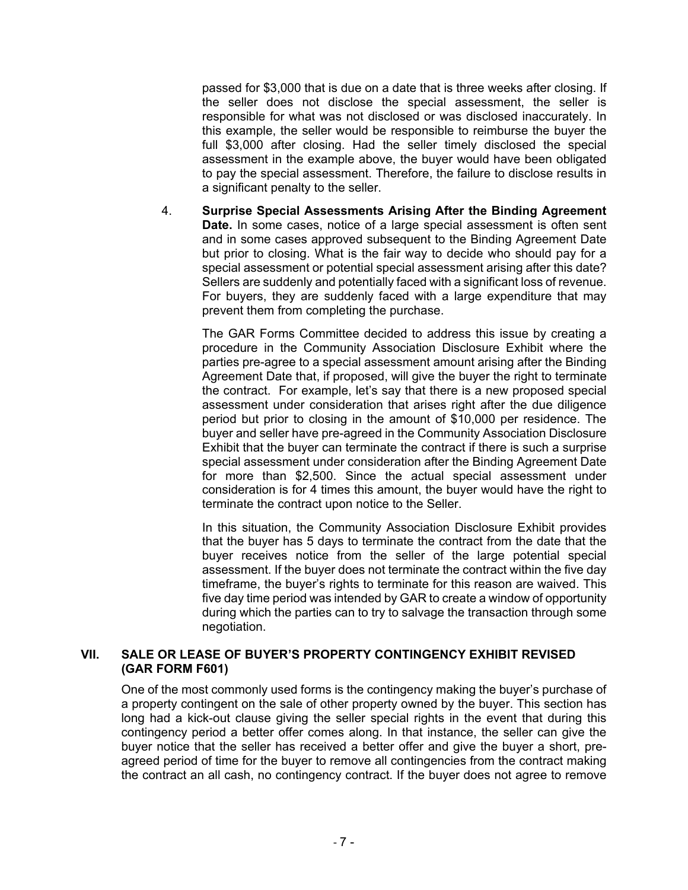passed for $3,000 that is due on a date that is three weeks after closing. If the seller does not disclose the special assessment, the seller is responsible for what was not disclosed or was disclosed inaccurately. In this example, the seller would be responsible to reimburse the buyer the full $3,000 after closing. Had the seller timely disclosed the special assessment in the example above, the buyer would have been obligated to pay the special assessment. Therefore, the failure to disclose results in a significant penalty to the seller.

4. **Surprise Special Assessments Arising After the Binding Agreement Date.** In some cases, notice of a large special assessment is often sent and in some cases approved subsequent to the Binding Agreement Date but prior to closing. What is the fair way to decide who should pay for a special assessment or potential special assessment arising after this date? Sellers are suddenly and potentially faced with a significant loss of revenue. For buyers, they are suddenly faced with a large expenditure that may prevent them from completing the purchase.

   The GAR Forms Committee decided to address this issue by creating a procedure in the Community Association Disclosure Exhibit where the parties pre-agree to a special assessment amount arising after the Binding Agreement Date that, if proposed, will give the buyer the right to terminate the contract. For example, let's say that there is a new proposed special assessment under consideration that arises right after the due diligence period but prior to closing in the amount of $10,000 per residence. The buyer and seller have pre-agreed in the Community Association Disclosure Exhibit that the buyer can terminate the contract if there is such a surprise special assessment under consideration after the Binding Agreement Date for more than $2,500. Since the actual special assessment under consideration is for 4 times this amount, the buyer would have the right to terminate the contract upon notice to the Seller.

   In this situation, the Community Association Disclosure Exhibit provides that the buyer has 5 days to terminate the contract from the date that the buyer receives notice from the seller of the large potential special assessment. If the buyer does not terminate the contract within the five day timeframe, the buyer's rights to terminate for this reason are waived. This five day time period was intended by GAR to create a window of opportunity during which the parties can to try to salvage the transaction through some negotiation.

## VII. SALE OR LEASE OF BUYER'S PROPERTY CONTINGENCY EXHIBIT REVISED (GAR FORM F601)

One of the most commonly used forms is the contingency making the buyer's purchase of a property contingent on the sale of other property owned by the buyer. This section has long had a kick-out clause giving the seller special rights in the event that during this contingency period a better offer comes along. In that instance, the seller can give the buyer notice that the seller has received a better offer and give the buyer a short, pre-agreed period of time for the buyer to remove all contingencies from the contract making the contract an all cash, no contingency contract. If the buyer does not agree to remove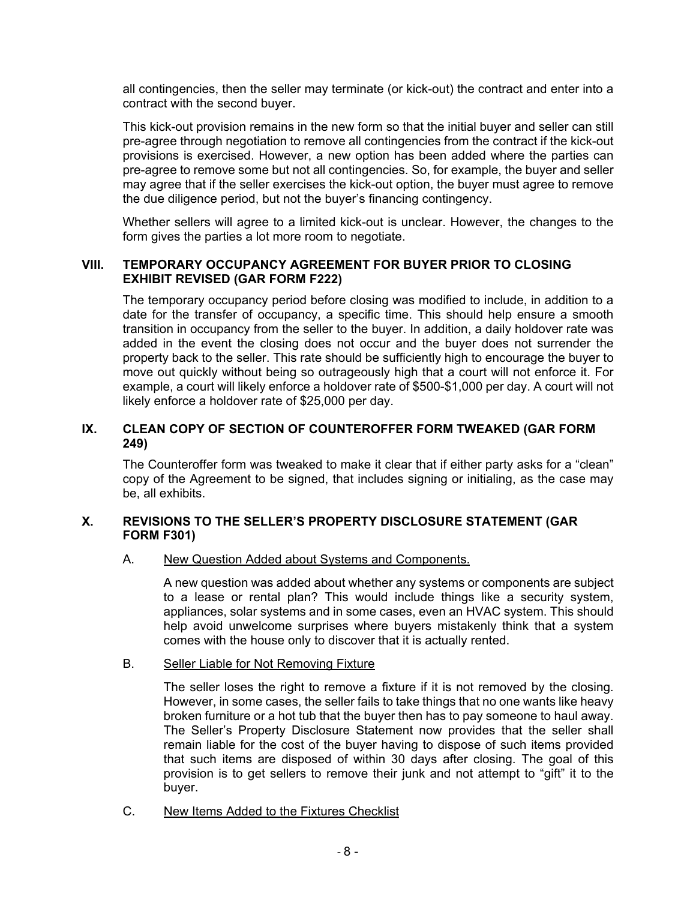all contingencies, then the seller may terminate (or kick-out) the contract and enter into a contract with the second buyer.

This kick-out provision remains in the new form so that the initial buyer and seller can still pre-agree through negotiation to remove all contingencies from the contract if the kick-out provisions is exercised. However, a new option has been added where the parties can pre-agree to remove some but not all contingencies. So, for example, the buyer and seller may agree that if the seller exercises the kick-out option, the buyer must agree to remove the due diligence period, but not the buyer's financing contingency.

Whether sellers will agree to a limited kick-out is unclear. However, the changes to the form gives the parties a lot more room to negotiate.

## VIII. TEMPORARY OCCUPANCY AGREEMENT FOR BUYER PRIOR TO CLOSING EXHIBIT REVISED (GAR FORM F222)

The temporary occupancy period before closing was modified to include, in addition to a date for the transfer of occupancy, a specific time. This should help ensure a smooth transition in occupancy from the seller to the buyer. In addition, a daily holdover rate was added in the event the closing does not occur and the buyer does not surrender the property back to the seller. This rate should be sufficiently high to encourage the buyer to move out quickly without being so outrageously high that a court will not enforce it. For example, a court will likely enforce a holdover rate of $500-$1,000 per day. A court will not likely enforce a holdover rate of $25,000 per day.

## IX. CLEAN COPY OF SECTION OF COUNTEROFFER FORM TWEAKED (GAR FORM 249)

The Counteroffer form was tweaked to make it clear that if either party asks for a "clean" copy of the Agreement to be signed, that includes signing or initialing, as the case may be, all exhibits.

## X. REVISIONS TO THE SELLER'S PROPERTY DISCLOSURE STATEMENT (GAR FORM F301)

### A. New Question Added about Systems and Components.

A new question was added about whether any systems or components are subject to a lease or rental plan? This would include things like a security system, appliances, solar systems and in some cases, even an HVAC system. This should help avoid unwelcome surprises where buyers mistakenly think that a system comes with the house only to discover that it is actually rented.

### B. Seller Liable for Not Removing Fixture

The seller loses the right to remove a fixture if it is not removed by the closing. However, in some cases, the seller fails to take things that no one wants like heavy broken furniture or a hot tub that the buyer then has to pay someone to haul away. The Seller's Property Disclosure Statement now provides that the seller shall remain liable for the cost of the buyer having to dispose of such items provided that such items are disposed of within 30 days after closing. The goal of this provision is to get sellers to remove their junk and not attempt to "gift" it to the buyer.

### C. New Items Added to the Fixtures Checklist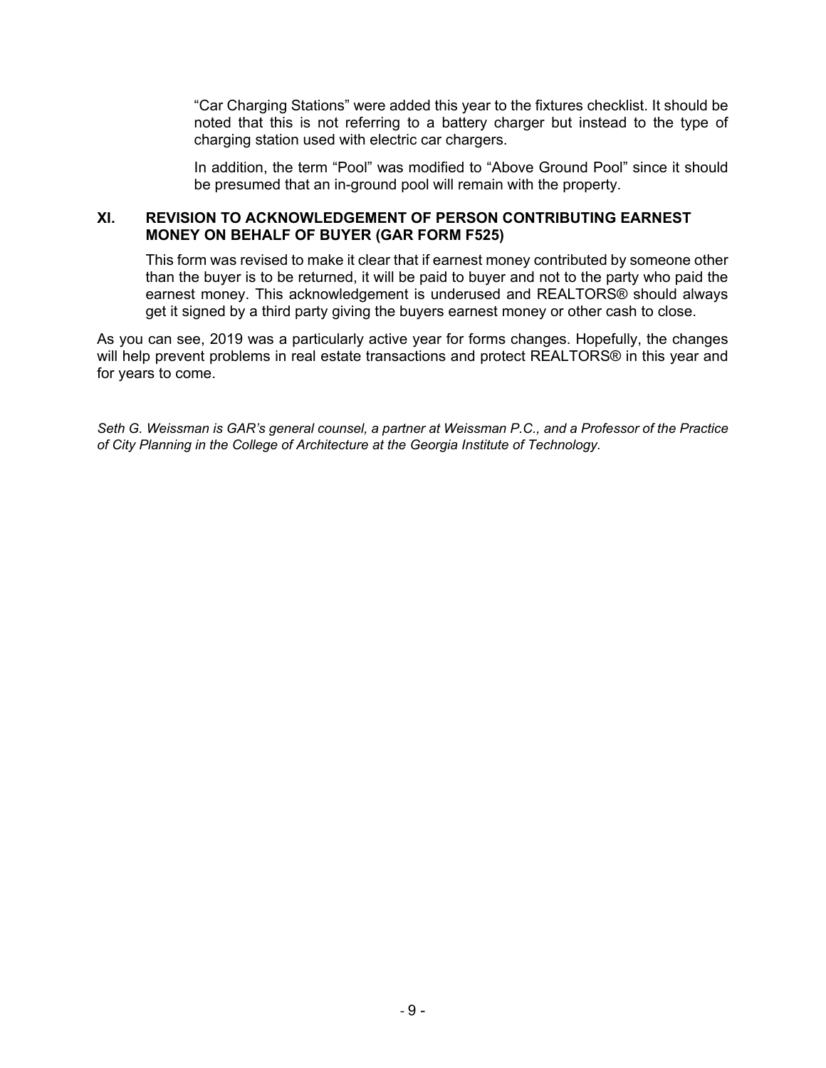"Car Charging Stations" were added this year to the fixtures checklist. It should be noted that this is not referring to a battery charger but instead to the type of charging station used with electric car chargers.

In addition, the term "Pool" was modified to "Above Ground Pool" since it should be presumed that an in-ground pool will remain with the property.

## XI. REVISION TO ACKNOWLEDGEMENT OF PERSON CONTRIBUTING EARNEST MONEY ON BEHALF OF BUYER (GAR FORM F525)

This form was revised to make it clear that if earnest money contributed by someone other than the buyer is to be returned, it will be paid to buyer and not to the party who paid the earnest money. This acknowledgement is underused and REALTORS® should always get it signed by a third party giving the buyers earnest money or other cash to close.

As you can see, 2019 was a particularly active year for forms changes. Hopefully, the changes will help prevent problems in real estate transactions and protect REALTORS® in this year and for years to come.

*Seth G. Weissman is GAR's general counsel, a partner at Weissman P.C., and a Professor of the Practice of City Planning in the College of Architecture at the Georgia Institute of Technology.*